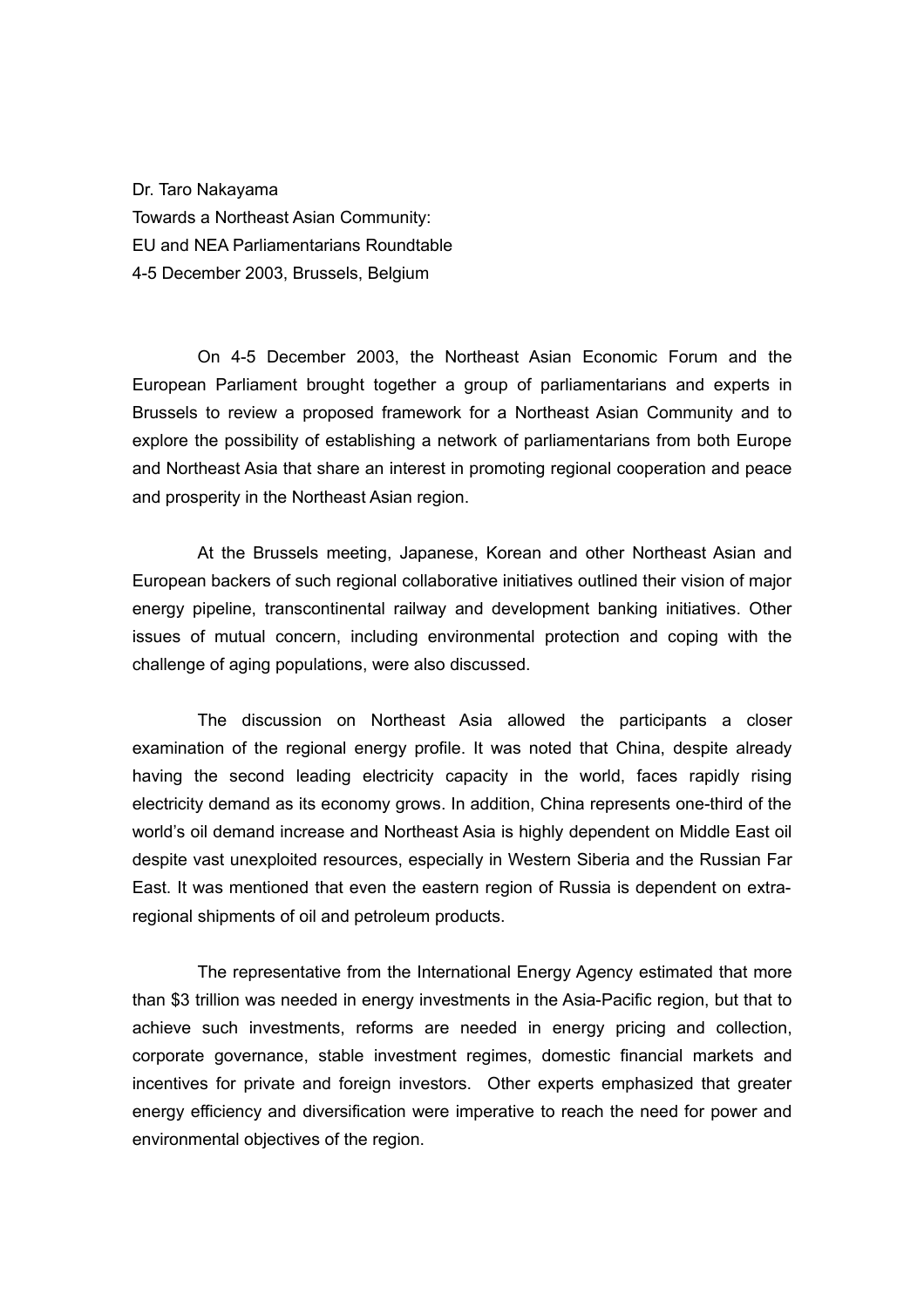Dr. Taro Nakayama
Towards a Northeast Asian Community:
EU and NEA Parliamentarians Roundtable
4-5 December 2003, Brussels, Belgium

On 4-5 December 2003, the Northeast Asian Economic Forum and the European Parliament brought together a group of parliamentarians and experts in Brussels to review a proposed framework for a Northeast Asian Community and to explore the possibility of establishing a network of parliamentarians from both Europe and Northeast Asia that share an interest in promoting regional cooperation and peace and prosperity in the Northeast Asian region.

At the Brussels meeting, Japanese, Korean and other Northeast Asian and European backers of such regional collaborative initiatives outlined their vision of major energy pipeline, transcontinental railway and development banking initiatives. Other issues of mutual concern, including environmental protection and coping with the challenge of aging populations, were also discussed.

The discussion on Northeast Asia allowed the participants a closer examination of the regional energy profile. It was noted that China, despite already having the second leading electricity capacity in the world, faces rapidly rising electricity demand as its economy grows. In addition, China represents one-third of the world's oil demand increase and Northeast Asia is highly dependent on Middle East oil despite vast unexploited resources, especially in Western Siberia and the Russian Far East. It was mentioned that even the eastern region of Russia is dependent on extra-regional shipments of oil and petroleum products.

The representative from the International Energy Agency estimated that more than $3 trillion was needed in energy investments in the Asia-Pacific region, but that to achieve such investments, reforms are needed in energy pricing and collection, corporate governance, stable investment regimes, domestic financial markets and incentives for private and foreign investors. Other experts emphasized that greater energy efficiency and diversification were imperative to reach the need for power and environmental objectives of the region.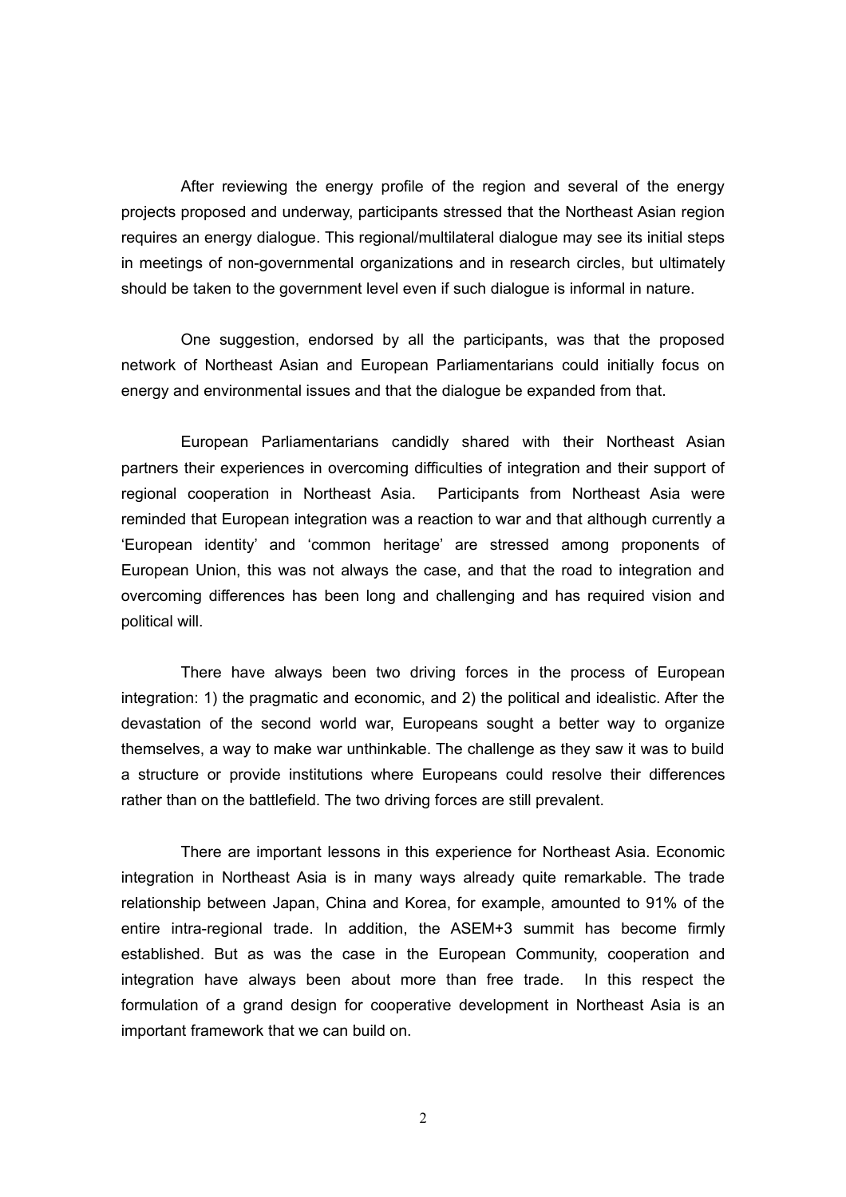After reviewing the energy profile of the region and several of the energy projects proposed and underway, participants stressed that the Northeast Asian region requires an energy dialogue. This regional/multilateral dialogue may see its initial steps in meetings of non-governmental organizations and in research circles, but ultimately should be taken to the government level even if such dialogue is informal in nature.

One suggestion, endorsed by all the participants, was that the proposed network of Northeast Asian and European Parliamentarians could initially focus on energy and environmental issues and that the dialogue be expanded from that.

European Parliamentarians candidly shared with their Northeast Asian partners their experiences in overcoming difficulties of integration and their support of regional cooperation in Northeast Asia. Participants from Northeast Asia were reminded that European integration was a reaction to war and that although currently a 'European identity' and 'common heritage' are stressed among proponents of European Union, this was not always the case, and that the road to integration and overcoming differences has been long and challenging and has required vision and political will.

There have always been two driving forces in the process of European integration: 1) the pragmatic and economic, and 2) the political and idealistic. After the devastation of the second world war, Europeans sought a better way to organize themselves, a way to make war unthinkable. The challenge as they saw it was to build a structure or provide institutions where Europeans could resolve their differences rather than on the battlefield. The two driving forces are still prevalent.

There are important lessons in this experience for Northeast Asia. Economic integration in Northeast Asia is in many ways already quite remarkable. The trade relationship between Japan, China and Korea, for example, amounted to 91% of the entire intra-regional trade. In addition, the ASEM+3 summit has become firmly established. But as was the case in the European Community, cooperation and integration have always been about more than free trade. In this respect the formulation of a grand design for cooperative development in Northeast Asia is an important framework that we can build on.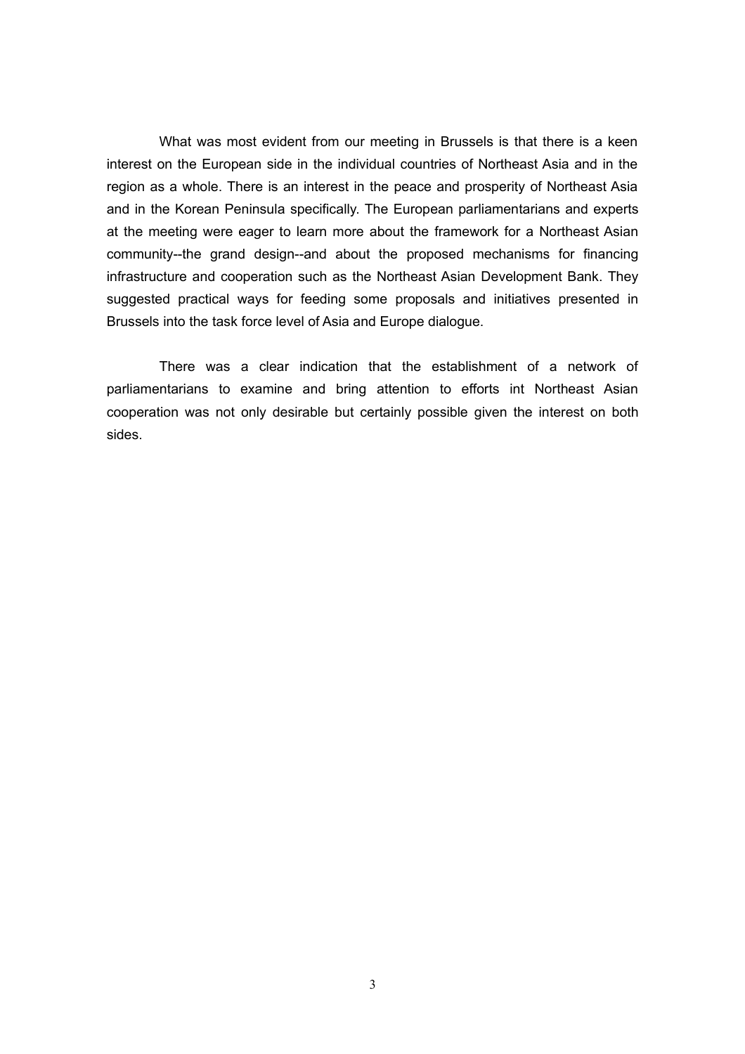What was most evident from our meeting in Brussels is that there is a keen interest on the European side in the individual countries of Northeast Asia and in the region as a whole. There is an interest in the peace and prosperity of Northeast Asia and in the Korean Peninsula specifically. The European parliamentarians and experts at the meeting were eager to learn more about the framework for a Northeast Asian community--the grand design--and about the proposed mechanisms for financing infrastructure and cooperation such as the Northeast Asian Development Bank. They suggested practical ways for feeding some proposals and initiatives presented in Brussels into the task force level of Asia and Europe dialogue.

There was a clear indication that the establishment of a network of parliamentarians to examine and bring attention to efforts int Northeast Asian cooperation was not only desirable but certainly possible given the interest on both sides.